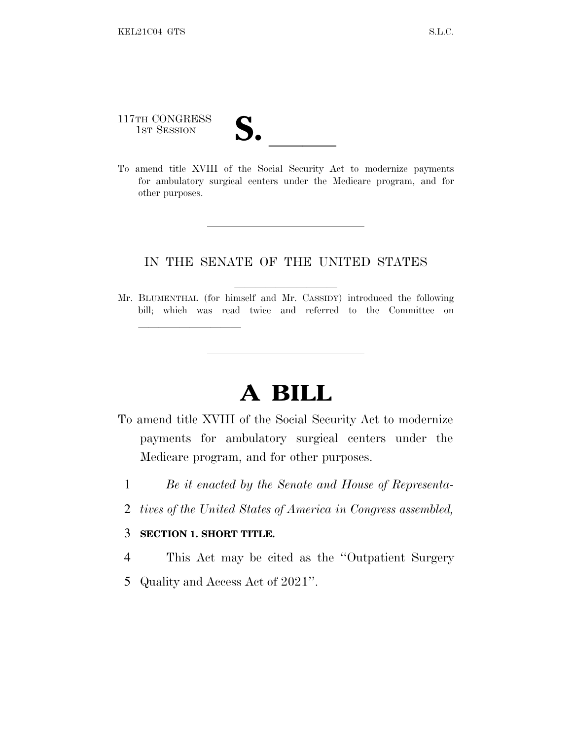117TH CONGRESS
1ST SESSION

# S. \_\_\_\_\_\_

To amend title XVIII of the Social Security Act to modernize payments for ambulatory surgical centers under the Medicare program, and for other purposes.

---

IN THE SENATE OF THE UNITED STATES

Mr. BLUMENTHAL (for himself and Mr. CASSIDY) introduced the following bill; which was read twice and referred to the Committee on \_\_\_\_\_\_\_\_\_\_\_\_\_\_\_\_

---

# A BILL

To amend title XVIII of the Social Security Act to modernize payments for ambulatory surgical centers under the Medicare program, and for other purposes.

1 *Be it enacted by the Senate and House of Representa-*
2 *tives of the United States of America in Congress assembled,*

3 **SECTION 1. SHORT TITLE.**

4 This Act may be cited as the ''Outpatient Surgery
5 Quality and Access Act of 2021''.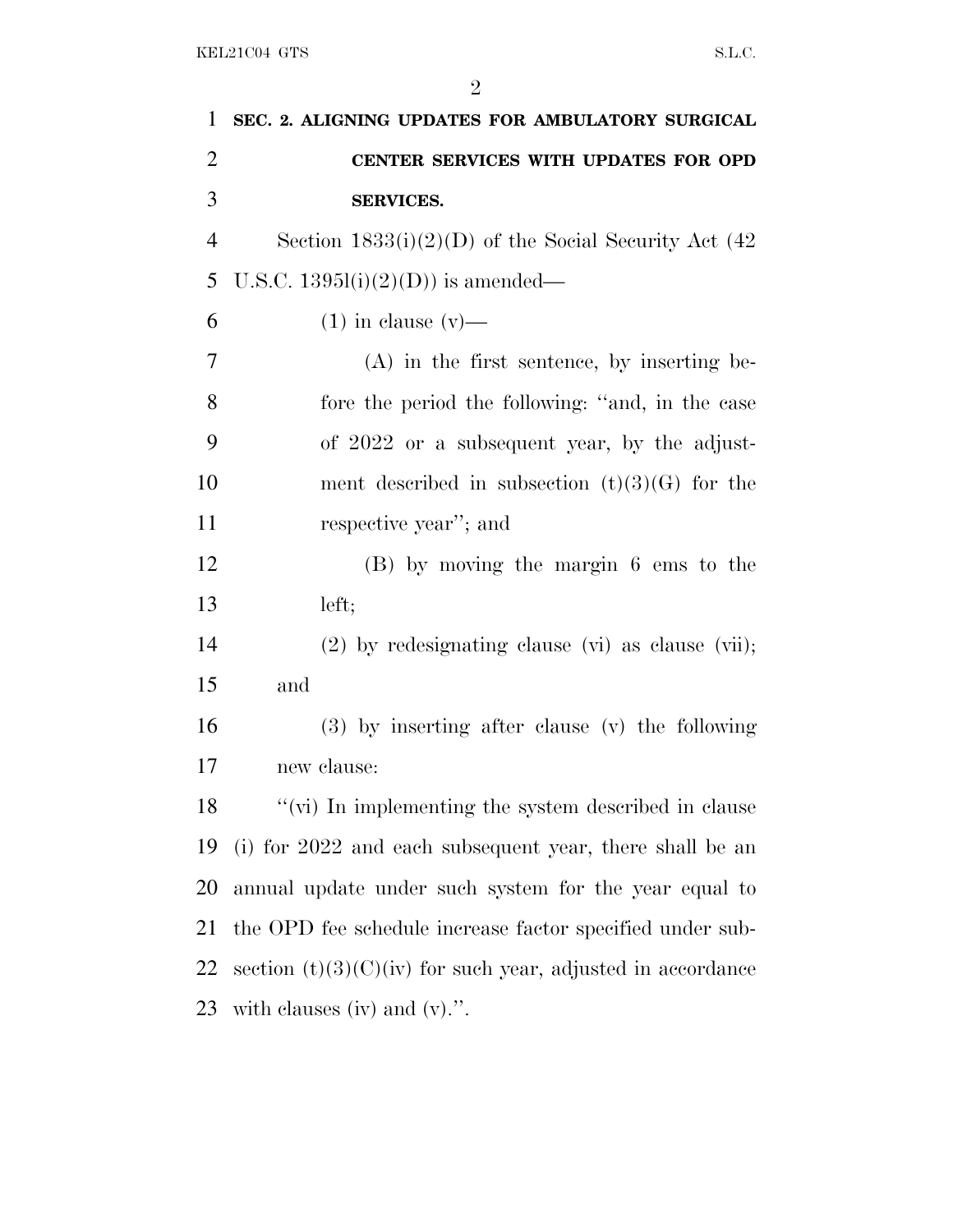**SEC. 2. ALIGNING UPDATES FOR AMBULATORY SURGICAL CENTER SERVICES WITH UPDATES FOR OPD SERVICES.**

Section 1833(i)(2)(D) of the Social Security Act (42 U.S.C. 1395l(i)(2)(D)) is amended—

(1) in clause (v)—

(A) in the first sentence, by inserting before the period the following: ''and, in the case of 2022 or a subsequent year, by the adjustment described in subsection (t)(3)(G) for the respective year''; and

(B) by moving the margin 6 ems to the left;

(2) by redesignating clause (vi) as clause (vii); and

(3) by inserting after clause (v) the following new clause:

''(vi) In implementing the system described in clause (i) for 2022 and each subsequent year, there shall be an annual update under such system for the year equal to the OPD fee schedule increase factor specified under subsection (t)(3)(C)(iv) for such year, adjusted in accordance with clauses (iv) and (v).''.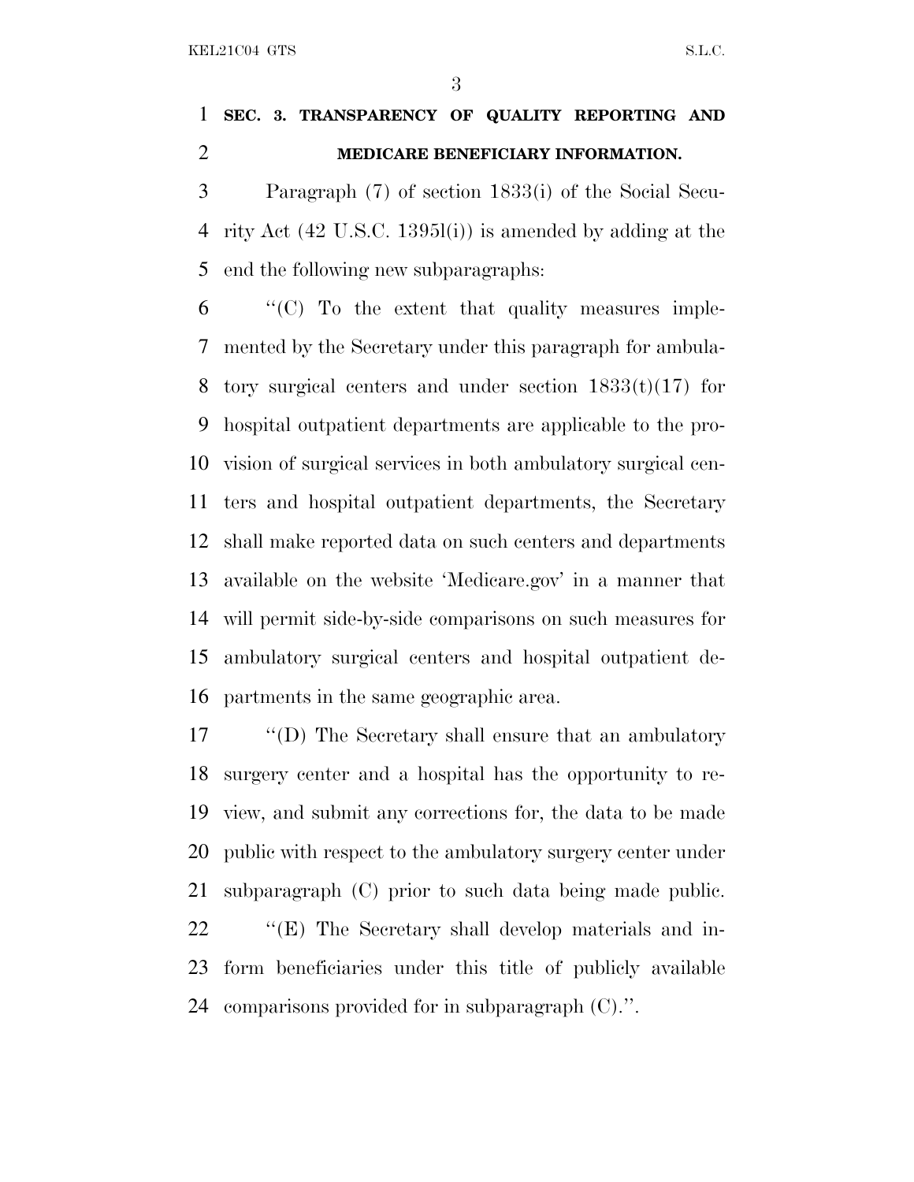**SEC. 3. TRANSPARENCY OF QUALITY REPORTING AND MEDICARE BENEFICIARY INFORMATION.**

Paragraph (7) of section 1833(i) of the Social Security Act (42 U.S.C. 1395l(i)) is amended by adding at the end the following new subparagraphs:

''(C) To the extent that quality measures implemented by the Secretary under this paragraph for ambulatory surgical centers and under section 1833(t)(17) for hospital outpatient departments are applicable to the provision of surgical services in both ambulatory surgical centers and hospital outpatient departments, the Secretary shall make reported data on such centers and departments available on the website 'Medicare.gov' in a manner that will permit side-by-side comparisons on such measures for ambulatory surgical centers and hospital outpatient departments in the same geographic area.

''(D) The Secretary shall ensure that an ambulatory surgery center and a hospital has the opportunity to review, and submit any corrections for, the data to be made public with respect to the ambulatory surgery center under subparagraph (C) prior to such data being made public.

''(E) The Secretary shall develop materials and inform beneficiaries under this title of publicly available comparisons provided for in subparagraph (C).''.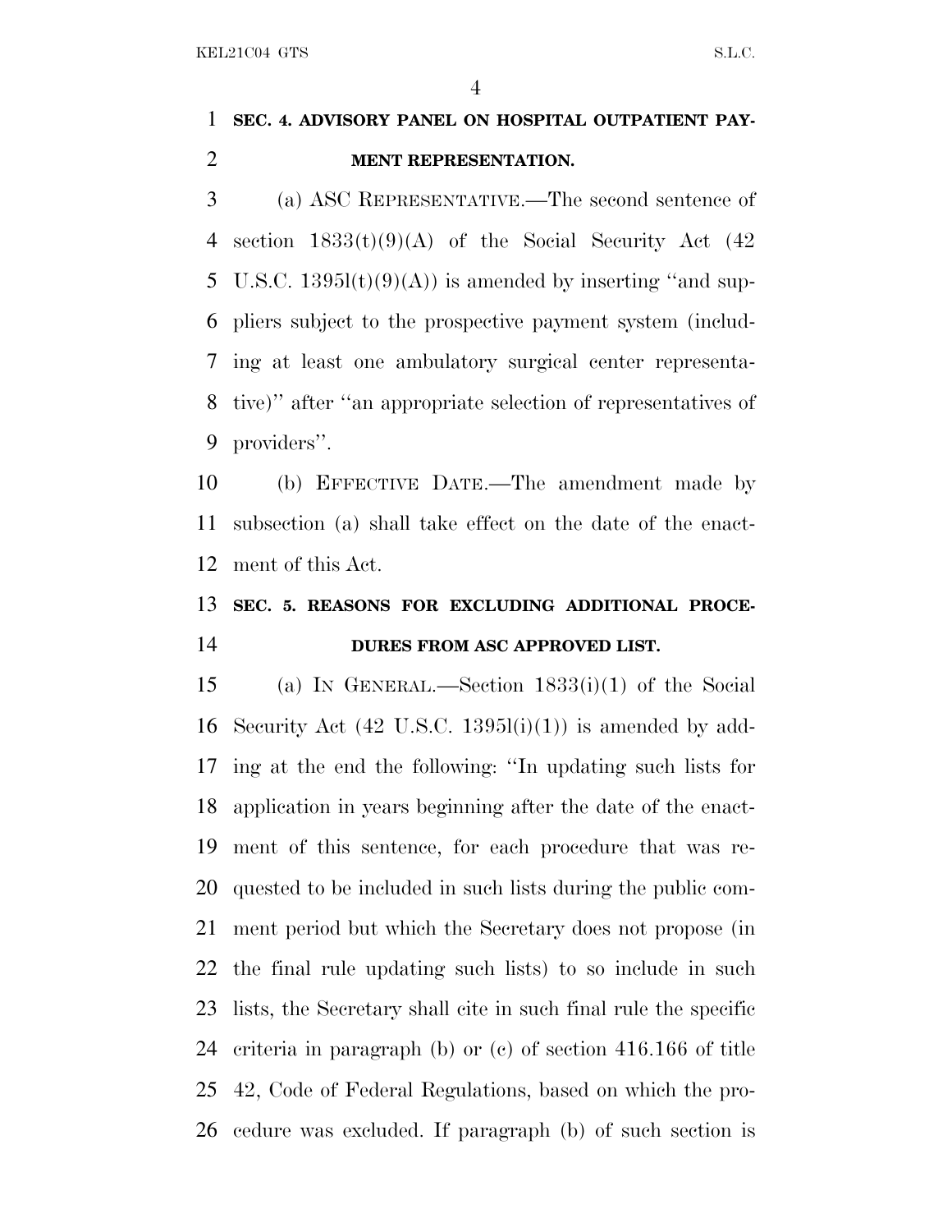**SEC. 4. ADVISORY PANEL ON HOSPITAL OUTPATIENT PAYMENT REPRESENTATION.**

(a) ASC REPRESENTATIVE.—The second sentence of section 1833(t)(9)(A) of the Social Security Act (42 U.S.C. 1395l(t)(9)(A)) is amended by inserting ''and suppliers subject to the prospective payment system (including at least one ambulatory surgical center representative)'' after ''an appropriate selection of representatives of providers''.

(b) EFFECTIVE DATE.—The amendment made by subsection (a) shall take effect on the date of the enactment of this Act.

**SEC. 5. REASONS FOR EXCLUDING ADDITIONAL PROCEDURES FROM ASC APPROVED LIST.**

(a) IN GENERAL.—Section 1833(i)(1) of the Social Security Act (42 U.S.C. 1395l(i)(1)) is amended by adding at the end the following: ''In updating such lists for application in years beginning after the date of the enactment of this sentence, for each procedure that was requested to be included in such lists during the public comment period but which the Secretary does not propose (in the final rule updating such lists) to so include in such lists, the Secretary shall cite in such final rule the specific criteria in paragraph (b) or (c) of section 416.166 of title 42, Code of Federal Regulations, based on which the procedure was excluded. If paragraph (b) of such section is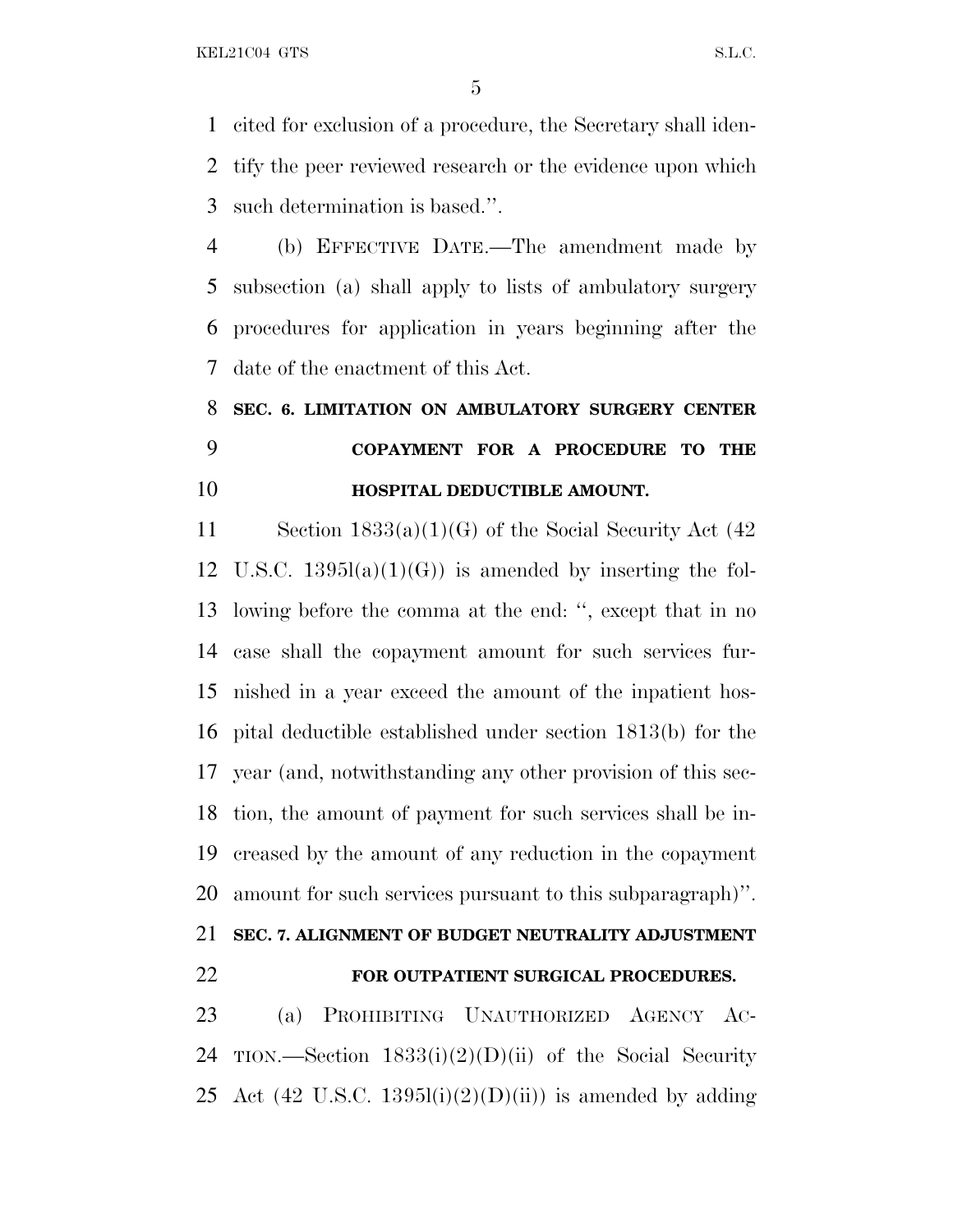cited for exclusion of a procedure, the Secretary shall identify the peer reviewed research or the evidence upon which such determination is based.''.

(b) EFFECTIVE DATE.—The amendment made by subsection (a) shall apply to lists of ambulatory surgery procedures for application in years beginning after the date of the enactment of this Act.

**SEC. 6. LIMITATION ON AMBULATORY SURGERY CENTER COPAYMENT FOR A PROCEDURE TO THE HOSPITAL DEDUCTIBLE AMOUNT.**

Section 1833(a)(1)(G) of the Social Security Act (42 U.S.C. 1395l(a)(1)(G)) is amended by inserting the following before the comma at the end: '', except that in no case shall the copayment amount for such services furnished in a year exceed the amount of the inpatient hospital deductible established under section 1813(b) for the year (and, notwithstanding any other provision of this section, the amount of payment for such services shall be increased by the amount of any reduction in the copayment amount for such services pursuant to this subparagraph)''.

**SEC. 7. ALIGNMENT OF BUDGET NEUTRALITY ADJUSTMENT FOR OUTPATIENT SURGICAL PROCEDURES.**

(a) PROHIBITING UNAUTHORIZED AGENCY ACTION.—Section 1833(i)(2)(D)(ii) of the Social Security Act (42 U.S.C. 1395l(i)(2)(D)(ii)) is amended by adding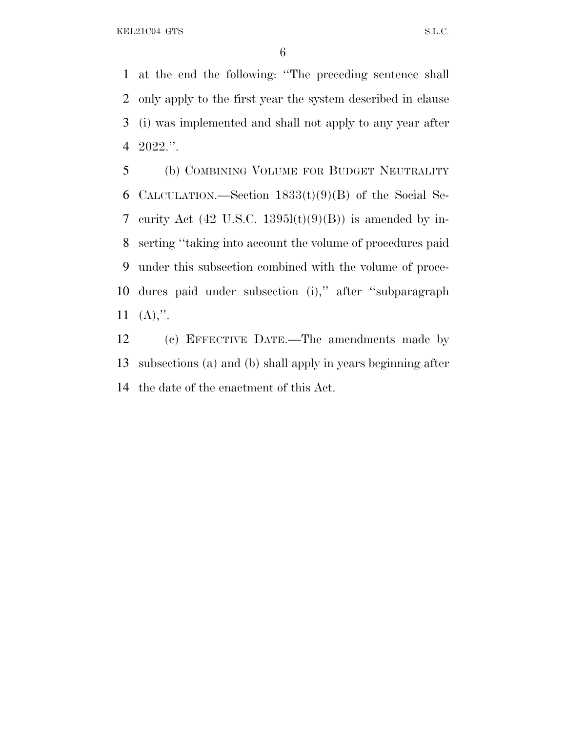at the end the following: ''The preceding sentence shall only apply to the first year the system described in clause (i) was implemented and shall not apply to any year after 2022.''.

(b) COMBINING VOLUME FOR BUDGET NEUTRALITY CALCULATION.—Section 1833(t)(9)(B) of the Social Security Act (42 U.S.C. 1395l(t)(9)(B)) is amended by inserting ''taking into account the volume of procedures paid under this subsection combined with the volume of procedures paid under subsection (i),'' after ''subparagraph (A),''.

(c) EFFECTIVE DATE.—The amendments made by subsections (a) and (b) shall apply in years beginning after the date of the enactment of this Act.